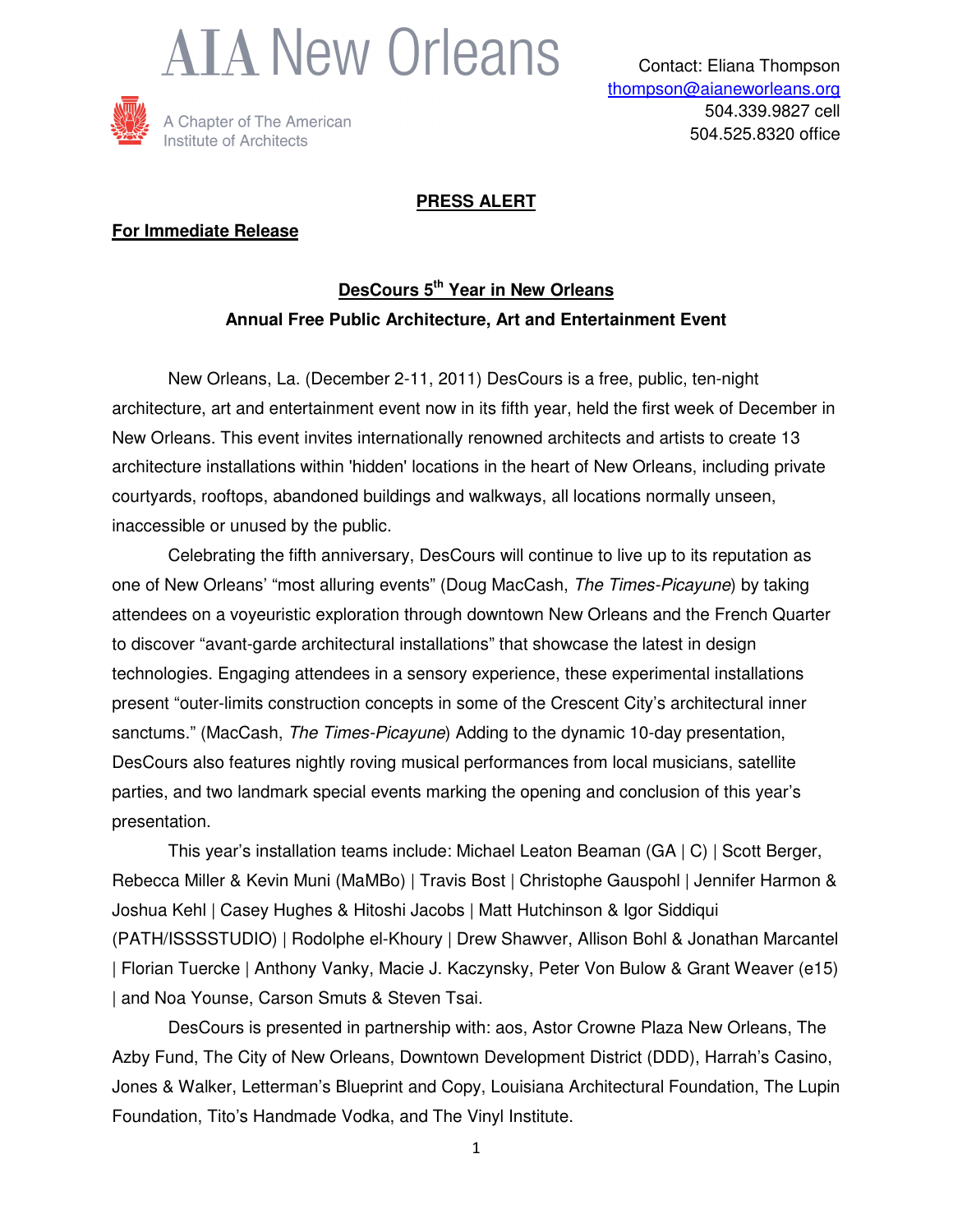# AIA New Orleans

A Chapter of The American Institute of Architects

Contact: Eliana Thompson
thompson@aianeworleans.org
504.339.9827 cell
504.525.8320 office

**PRESS ALERT**

**For Immediate Release**

## DesCours 5th Year in New Orleans

### Annual Free Public Architecture, Art and Entertainment Event

New Orleans, La. (December 2-11, 2011) DesCours is a free, public, ten-night architecture, art and entertainment event now in its fifth year, held the first week of December in New Orleans. This event invites internationally renowned architects and artists to create 13 architecture installations within 'hidden' locations in the heart of New Orleans, including private courtyards, rooftops, abandoned buildings and walkways, all locations normally unseen, inaccessible or unused by the public.

Celebrating the fifth anniversary, DesCours will continue to live up to its reputation as one of New Orleans' "most alluring events" (Doug MacCash, *The Times-Picayune*) by taking attendees on a voyeuristic exploration through downtown New Orleans and the French Quarter to discover "avant-garde architectural installations" that showcase the latest in design technologies. Engaging attendees in a sensory experience, these experimental installations present "outer-limits construction concepts in some of the Crescent City's architectural inner sanctums." (MacCash, *The Times-Picayune*) Adding to the dynamic 10-day presentation, DesCours also features nightly roving musical performances from local musicians, satellite parties, and two landmark special events marking the opening and conclusion of this year's presentation.

This year's installation teams include: Michael Leaton Beaman (GA | C) | Scott Berger, Rebecca Miller & Kevin Muni (MaMBo) | Travis Bost | Christophe Gauspohl | Jennifer Harmon & Joshua Kehl | Casey Hughes & Hitoshi Jacobs | Matt Hutchinson & Igor Siddiqui (PATH/ISSSSTUDIO) | Rodolphe el-Khoury | Drew Shawver, Allison Bohl & Jonathan Marcantel | Florian Tuercke | Anthony Vanky, Macie J. Kaczynsky, Peter Von Bulow & Grant Weaver (e15) | and Noa Younse, Carson Smuts & Steven Tsai.

DesCours is presented in partnership with: aos, Astor Crowne Plaza New Orleans, The Azby Fund, The City of New Orleans, Downtown Development District (DDD), Harrah's Casino, Jones & Walker, Letterman's Blueprint and Copy, Louisiana Architectural Foundation, The Lupin Foundation, Tito's Handmade Vodka, and The Vinyl Institute.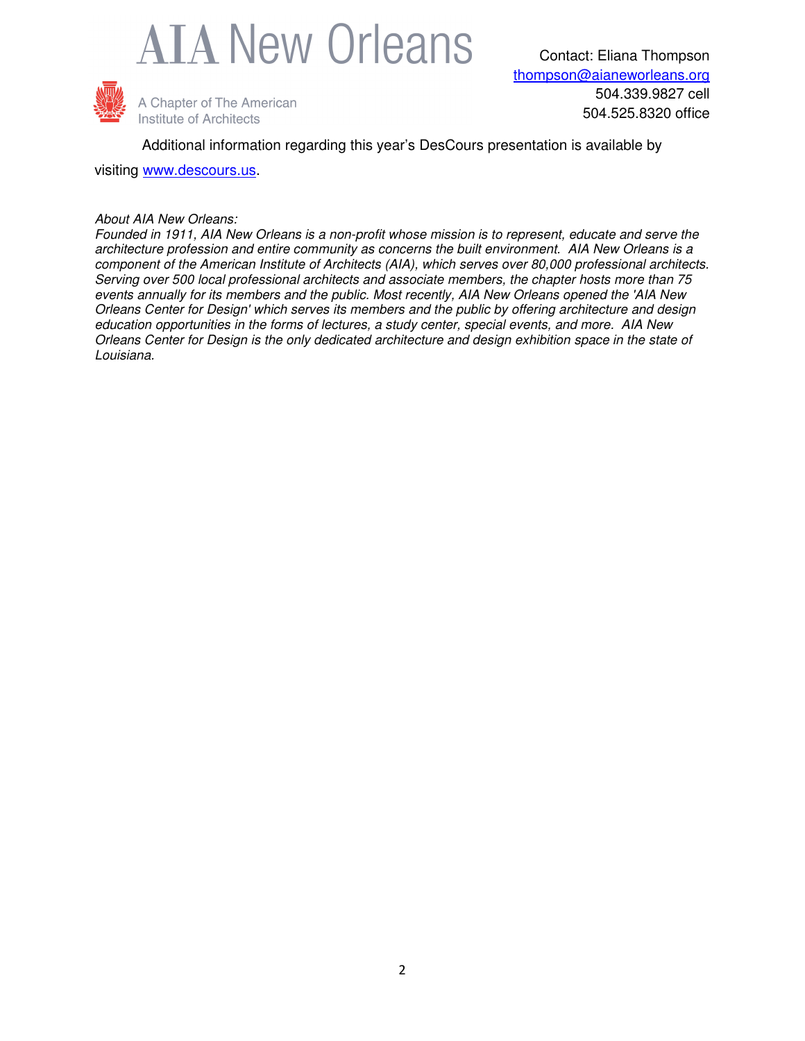# AIA New Orleans

A Chapter of The American Institute of Architects

Contact: Eliana Thompson
thompson@aianeworleans.org
504.339.9827 cell
504.525.8320 office

Additional information regarding this year's DesCours presentation is available by visiting www.descours.us.

*About AIA New Orleans:*
*Founded in 1911, AIA New Orleans is a non-profit whose mission is to represent, educate and serve the architecture profession and entire community as concerns the built environment. AIA New Orleans is a component of the American Institute of Architects (AIA), which serves over 80,000 professional architects. Serving over 500 local professional architects and associate members, the chapter hosts more than 75 events annually for its members and the public. Most recently, AIA New Orleans opened the 'AIA New Orleans Center for Design' which serves its members and the public by offering architecture and design education opportunities in the forms of lectures, a study center, special events, and more. AIA New Orleans Center for Design is the only dedicated architecture and design exhibition space in the state of Louisiana.*